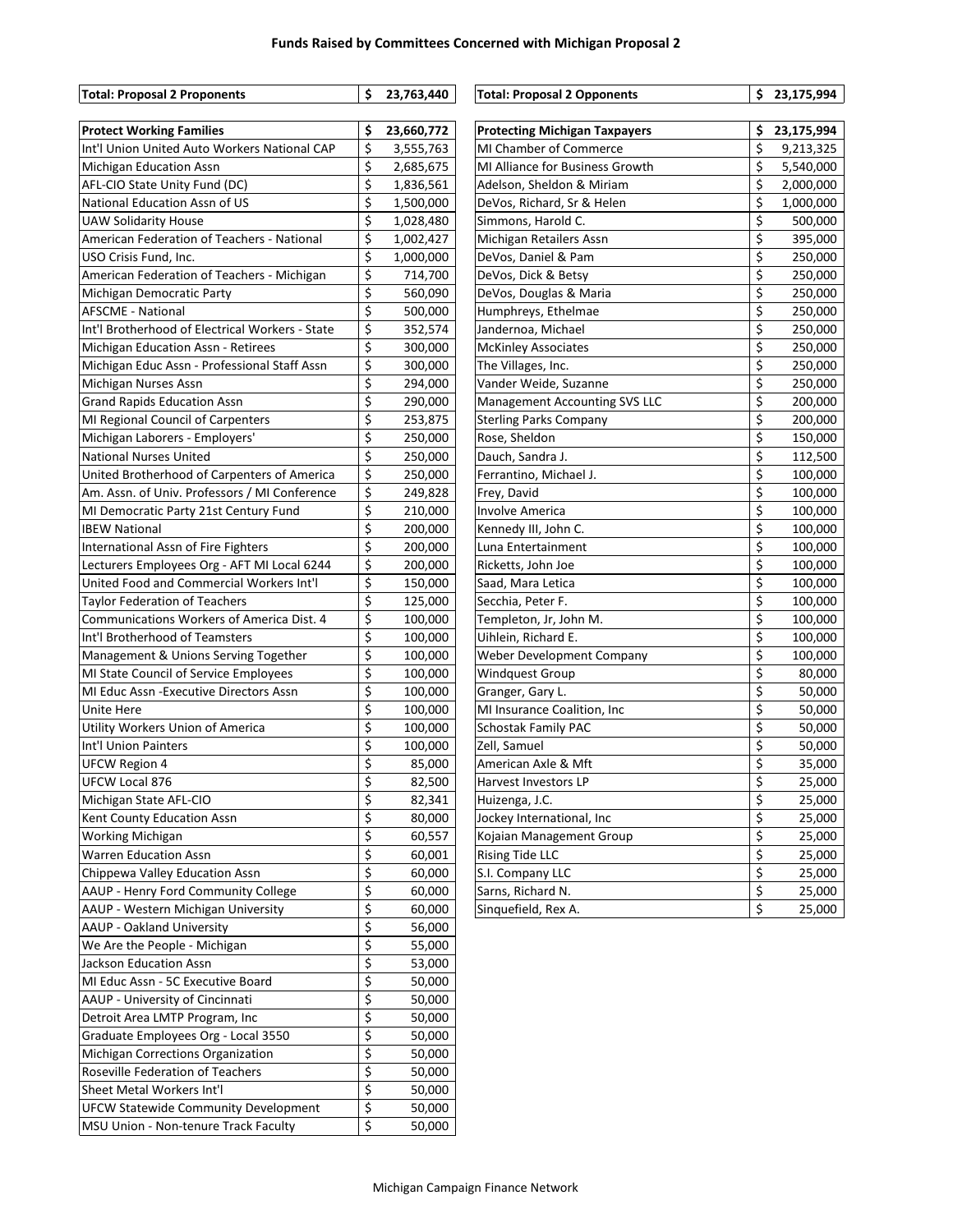# Funds Raised by Committees Concerned with Michigan Proposal 2

| Total: Proposal 2 Proponents | $ 23,763,440 |
|---|---|

| Protect Working Families | $ 23,660,772 |
|---|---|
| Int'l Union United Auto Workers National CAP | $ 3,555,763 |
| Michigan Education Assn | $ 2,685,675 |
| AFL-CIO State Unity Fund (DC) | $ 1,836,561 |
| National Education Assn of US | $ 1,500,000 |
| UAW Solidarity House | $ 1,028,480 |
| American Federation of Teachers - National | $ 1,002,427 |
| USO Crisis Fund, Inc. | $ 1,000,000 |
| American Federation of Teachers - Michigan | $ 714,700 |
| Michigan Democratic Party | $ 560,090 |
| AFSCME - National | $ 500,000 |
| Int'l Brotherhood of Electrical Workers - State | $ 352,574 |
| Michigan Education Assn - Retirees | $ 300,000 |
| Michigan Educ Assn - Professional Staff Assn | $ 300,000 |
| Michigan Nurses Assn | $ 294,000 |
| Grand Rapids Education Assn | $ 290,000 |
| MI Regional Council of Carpenters | $ 253,875 |
| Michigan Laborers - Employers' | $ 250,000 |
| National Nurses United | $ 250,000 |
| United Brotherhood of Carpenters of America | $ 250,000 |
| Am. Assn. of Univ. Professors / MI Conference | $ 249,828 |
| MI Democratic Party 21st Century Fund | $ 210,000 |
| IBEW National | $ 200,000 |
| International Assn of Fire Fighters | $ 200,000 |
| Lecturers Employees Org - AFT MI Local 6244 | $ 200,000 |
| United Food and Commercial Workers Int'l | $ 150,000 |
| Taylor Federation of Teachers | $ 125,000 |
| Communications Workers of America Dist. 4 | $ 100,000 |
| Int'l Brotherhood of Teamsters | $ 100,000 |
| Management & Unions Serving Together | $ 100,000 |
| MI State Council of Service Employees | $ 100,000 |
| MI Educ Assn -Executive Directors Assn | $ 100,000 |
| Unite Here | $ 100,000 |
| Utility Workers Union of America | $ 100,000 |
| Int'l Union Painters | $ 100,000 |
| UFCW Region 4 | $ 85,000 |
| UFCW Local 876 | $ 82,500 |
| Michigan State AFL-CIO | $ 82,341 |
| Kent County Education Assn | $ 80,000 |
| Working Michigan | $ 60,557 |
| Warren Education Assn | $ 60,001 |
| Chippewa Valley Education Assn | $ 60,000 |
| AAUP - Henry Ford Community College | $ 60,000 |
| AAUP - Western Michigan University | $ 60,000 |
| AAUP - Oakland University | $ 56,000 |
| We Are the People - Michigan | $ 55,000 |
| Jackson Education Assn | $ 53,000 |
| MI Educ Assn - 5C Executive Board | $ 50,000 |
| AAUP - University of Cincinnati | $ 50,000 |
| Detroit Area LMTP Program, Inc | $ 50,000 |
| Graduate Employees Org - Local 3550 | $ 50,000 |
| Michigan Corrections Organization | $ 50,000 |
| Roseville Federation of Teachers | $ 50,000 |
| Sheet Metal Workers Int'l | $ 50,000 |
| UFCW Statewide Community Development | $ 50,000 |
| MSU Union - Non-tenure Track Faculty | $ 50,000 |

| Total: Proposal 2 Opponents | $ 23,175,994 |
|---|---|

| Protecting Michigan Taxpayers | $ 23,175,994 |
|---|---|
| MI Chamber of Commerce | $ 9,213,325 |
| MI Alliance for Business Growth | $ 5,540,000 |
| Adelson, Sheldon & Miriam | $ 2,000,000 |
| DeVos, Richard, Sr & Helen | $ 1,000,000 |
| Simmons, Harold C. | $ 500,000 |
| Michigan Retailers Assn | $ 395,000 |
| DeVos, Daniel & Pam | $ 250,000 |
| DeVos, Dick & Betsy | $ 250,000 |
| DeVos, Douglas & Maria | $ 250,000 |
| Humphreys, Ethelmae | $ 250,000 |
| Jandernoa, Michael | $ 250,000 |
| McKinley Associates | $ 250,000 |
| The Villages, Inc. | $ 250,000 |
| Vander Weide, Suzanne | $ 250,000 |
| Management Accounting SVS LLC | $ 200,000 |
| Sterling Parks Company | $ 200,000 |
| Rose, Sheldon | $ 150,000 |
| Dauch, Sandra J. | $ 112,500 |
| Ferrantino, Michael J. | $ 100,000 |
| Frey, David | $ 100,000 |
| Involve America | $ 100,000 |
| Kennedy III, John C. | $ 100,000 |
| Luna Entertainment | $ 100,000 |
| Ricketts, John Joe | $ 100,000 |
| Saad, Mara Letica | $ 100,000 |
| Secchia, Peter F. | $ 100,000 |
| Templeton, Jr, John M. | $ 100,000 |
| Uihlein, Richard E. | $ 100,000 |
| Weber Development Company | $ 100,000 |
| Windquest Group | $ 80,000 |
| Granger, Gary L. | $ 50,000 |
| MI Insurance Coalition, Inc | $ 50,000 |
| Schostak Family PAC | $ 50,000 |
| Zell, Samuel | $ 50,000 |
| American Axle & Mft | $ 35,000 |
| Harvest Investors LP | $ 25,000 |
| Huizenga, J.C. | $ 25,000 |
| Jockey International, Inc | $ 25,000 |
| Kojaian Management Group | $ 25,000 |
| Rising Tide LLC | $ 25,000 |
| S.I. Company LLC | $ 25,000 |
| Sarns, Richard N. | $ 25,000 |
| Sinquefield, Rex A. | $ 25,000 |

Michigan Campaign Finance Network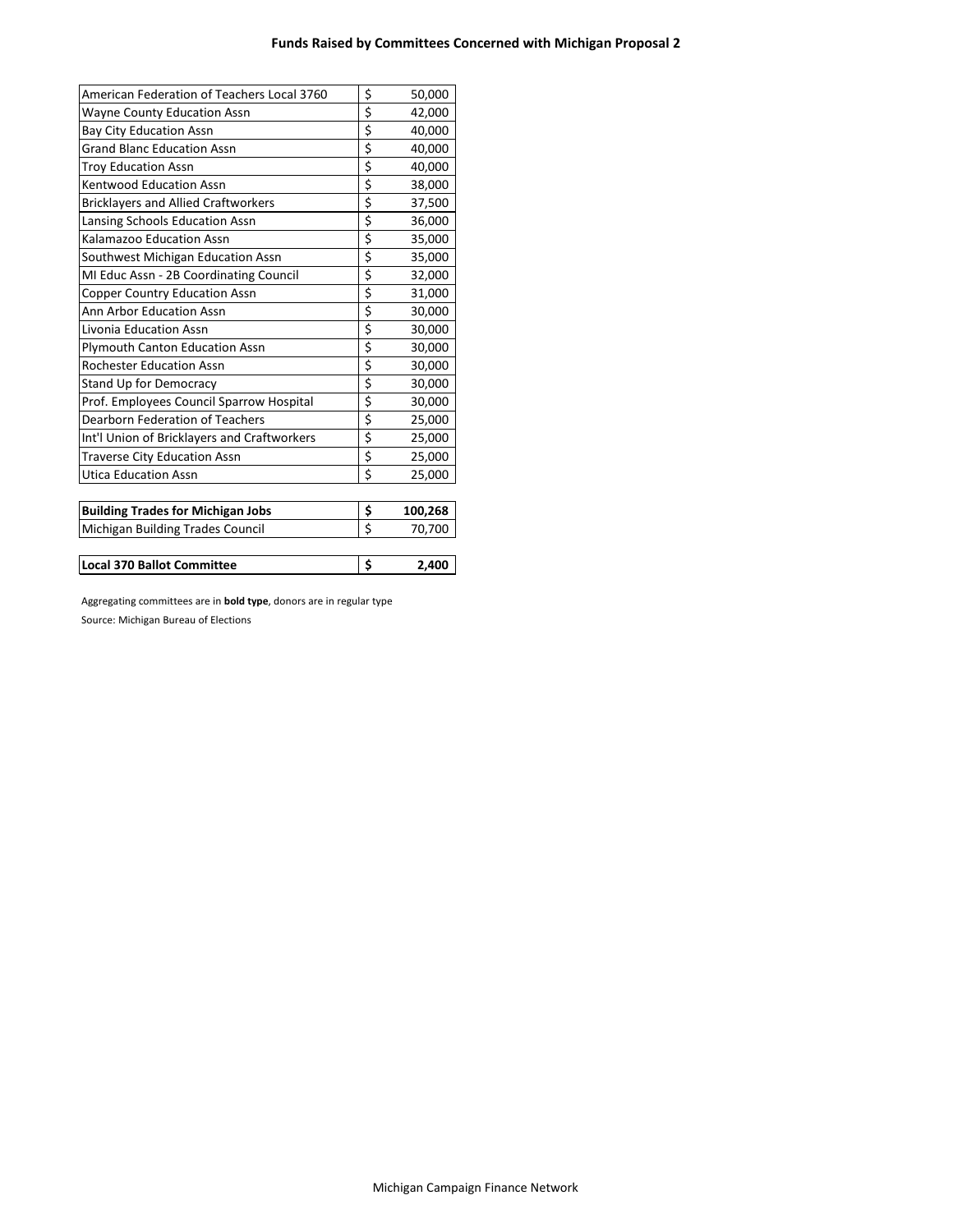**Funds Raised by Committees Concerned with Michigan Proposal 2**

| | | |
|---|---|---|
| American Federation of Teachers Local 3760 | $ | 50,000 |
| Wayne County Education Assn | $ | 42,000 |
| Bay City Education Assn | $ | 40,000 |
| Grand Blanc Education Assn | $ | 40,000 |
| Troy Education Assn | $ | 40,000 |
| Kentwood Education Assn | $ | 38,000 |
| Bricklayers and Allied Craftworkers | $ | 37,500 |
| Lansing Schools Education Assn | $ | 36,000 |
| Kalamazoo Education Assn | $ | 35,000 |
| Southwest Michigan Education Assn | $ | 35,000 |
| MI Educ Assn - 2B Coordinating Council | $ | 32,000 |
| Copper Country Education Assn | $ | 31,000 |
| Ann Arbor Education Assn | $ | 30,000 |
| Livonia Education Assn | $ | 30,000 |
| Plymouth Canton Education Assn | $ | 30,000 |
| Rochester Education Assn | $ | 30,000 |
| Stand Up for Democracy | $ | 30,000 |
| Prof. Employees Council Sparrow Hospital | $ | 30,000 |
| Dearborn Federation of Teachers | $ | 25,000 |
| Int'l Union of Bricklayers and Craftworkers | $ | 25,000 |
| Traverse City Education Assn | $ | 25,000 |
| Utica Education Assn | $ | 25,000 |

| | | |
|---|---|---|
| **Building Trades for Michigan Jobs** | **$** | **100,268** |
| Michigan Building Trades Council | $ | 70,700 |

| | | |
|---|---|---|
| **Local 370 Ballot Committee** | **$** | **2,400** |

Aggregating committees are in **bold type**, donors are in regular type

Source: Michigan Bureau of Elections

Michigan Campaign Finance Network